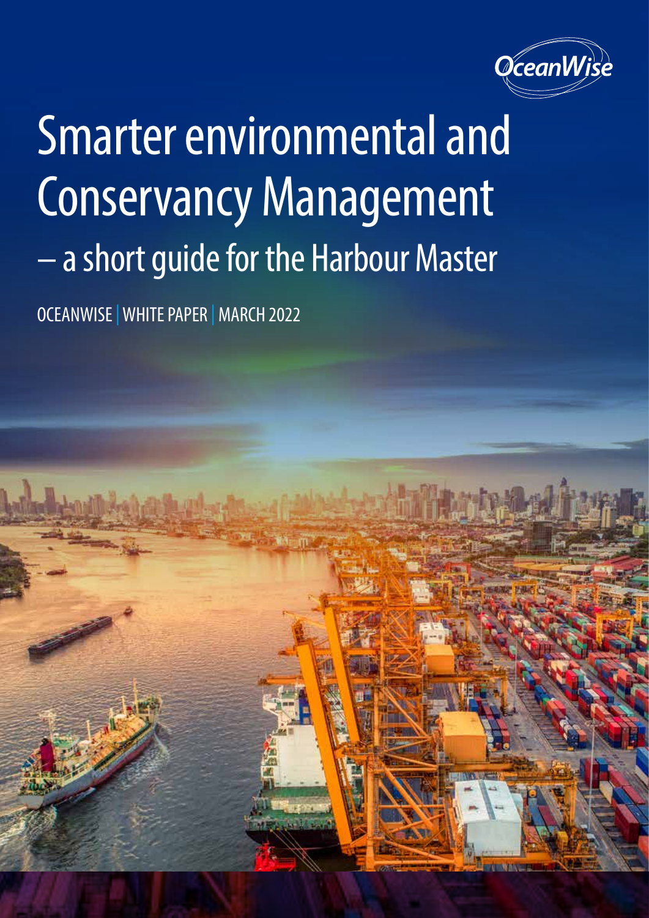OceanWise

# Smarter environmental and Conservancy Management – a short guide for the Harbour Master

OCEANWISE | WHITE PAPER | MARCH 2022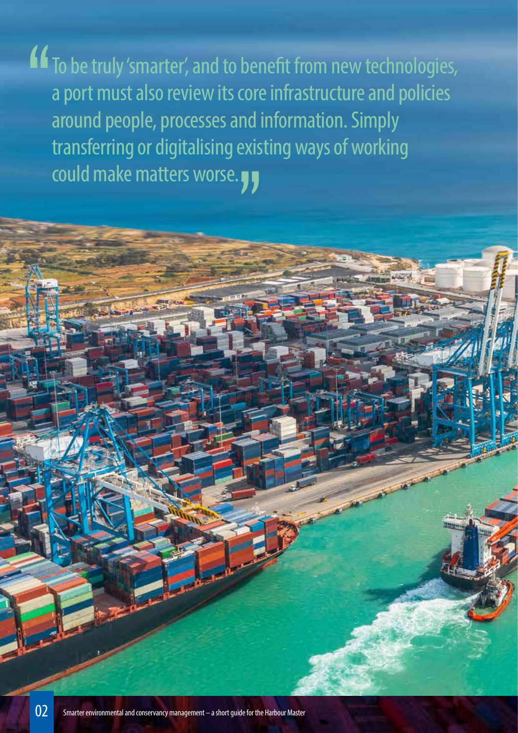> To be truly 'smarter', and to benefit from new technologies, a port must also review its core infrastructure and policies around people, processes and information. Simply transferring or digitalising existing ways of working could make matters worse.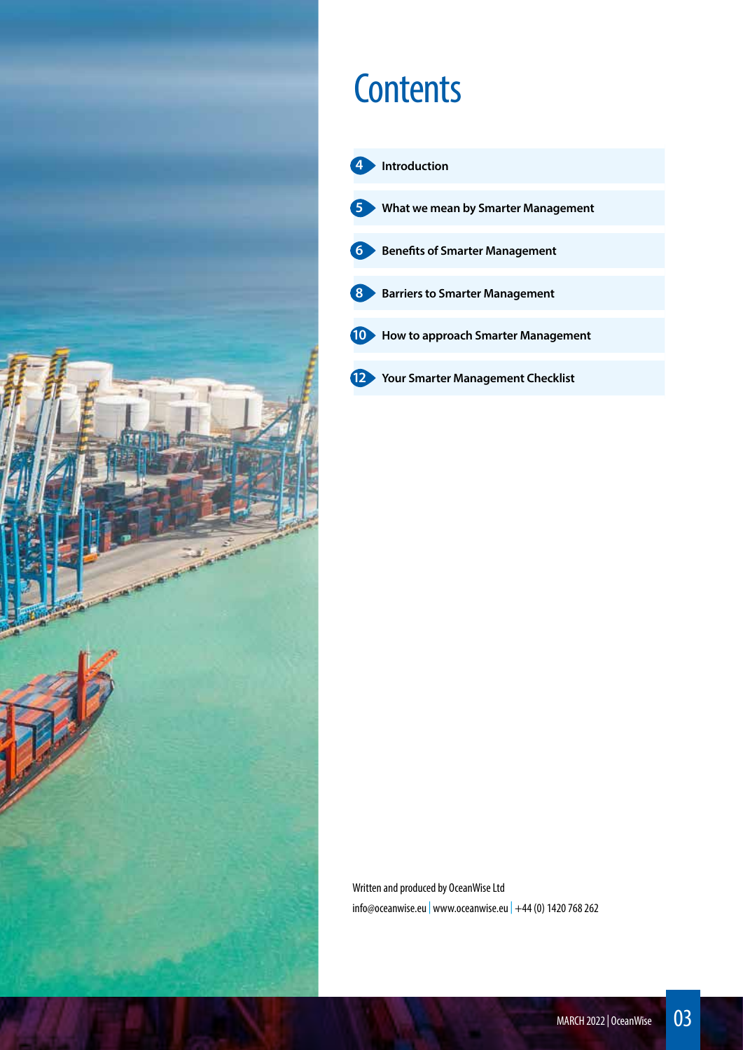# Contents

| | |
|---|---|
| 4 | **Introduction** |
| 5 | **What we mean by Smarter Management** |
| 6 | **Benefits of Smarter Management** |
| 8 | **Barriers to Smarter Management** |
| 10 | **How to approach Smarter Management** |
| 12 | **Your Smarter Management Checklist** |

Written and produced by OceanWise Ltd
info@oceanwise.eu | www.oceanwise.eu | +44 (0) 1420 768 262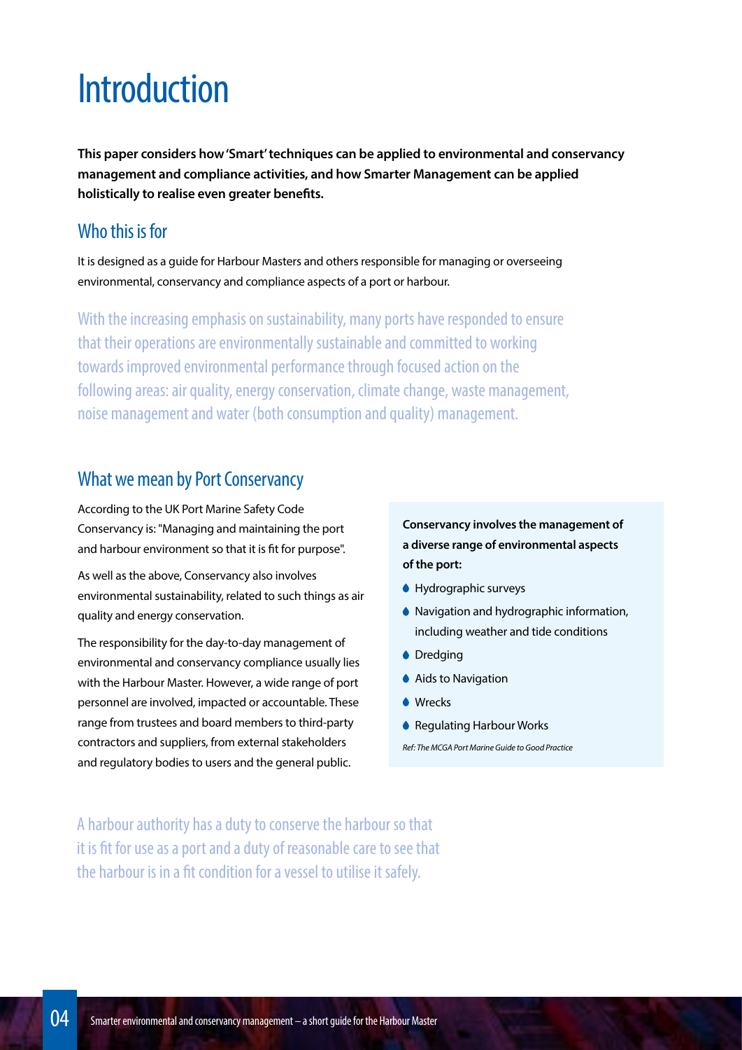# Introduction

**This paper considers how 'Smart' techniques can be applied to environmental and conservancy management and compliance activities, and how Smarter Management can be applied holistically to realise even greater benefits.**

## Who this is for

It is designed as a guide for Harbour Masters and others responsible for managing or overseeing environmental, conservancy and compliance aspects of a port or harbour.

With the increasing emphasis on sustainability, many ports have responded to ensure that their operations are environmentally sustainable and committed to working towards improved environmental performance through focused action on the following areas: air quality, energy conservation, climate change, waste management, noise management and water (both consumption and quality) management.

## What we mean by Port Conservancy

According to the UK Port Marine Safety Code Conservancy is: "Managing and maintaining the port and harbour environment so that it is fit for purpose".

As well as the above, Conservancy also involves environmental sustainability, related to such things as air quality and energy conservation.

The responsibility for the day-to-day management of environmental and conservancy compliance usually lies with the Harbour Master. However, a wide range of port personnel are involved, impacted or accountable. These range from trustees and board members to third-party contractors and suppliers, from external stakeholders and regulatory bodies to users and the general public.

**Conservancy involves the management of a diverse range of environmental aspects of the port:**

- Hydrographic surveys
- Navigation and hydrographic information, including weather and tide conditions
- Dredging
- Aids to Navigation
- Wrecks
- Regulating Harbour Works

*Ref: The MCGA Port Marine Guide to Good Practice*

A harbour authority has a duty to conserve the harbour so that it is fit for use as a port and a duty of reasonable care to see that the harbour is in a fit condition for a vessel to utilise it safely.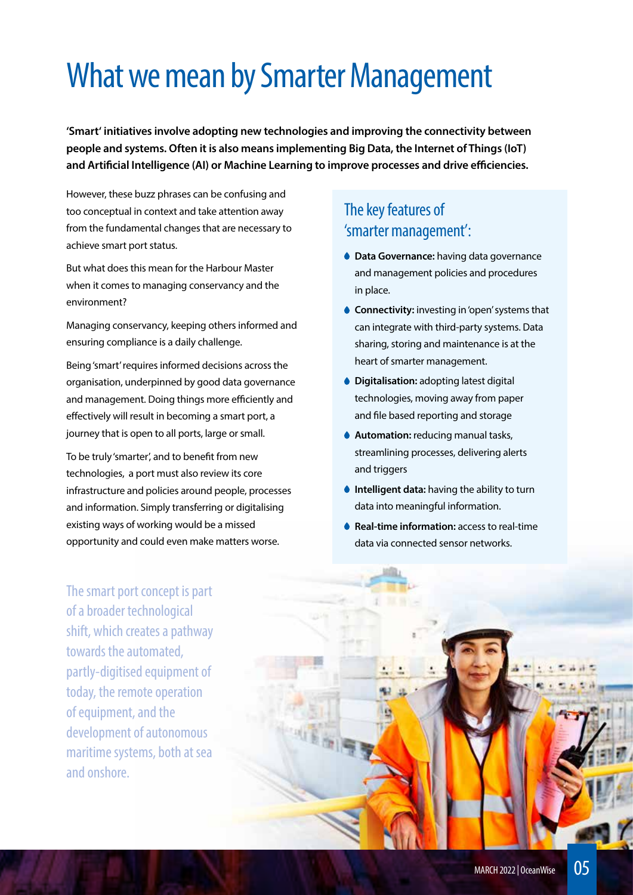# What we mean by Smarter Management

**'Smart' initiatives involve adopting new technologies and improving the connectivity between people and systems. Often it is also means implementing Big Data, the Internet of Things (IoT) and Artificial Intelligence (AI) or Machine Learning to improve processes and drive efficiencies.**

However, these buzz phrases can be confusing and too conceptual in context and take attention away from the fundamental changes that are necessary to achieve smart port status.

But what does this mean for the Harbour Master when it comes to managing conservancy and the environment?

Managing conservancy, keeping others informed and ensuring compliance is a daily challenge.

Being 'smart' requires informed decisions across the organisation, underpinned by good data governance and management. Doing things more efficiently and effectively will result in becoming a smart port, a journey that is open to all ports, large or small.

To be truly 'smarter', and to benefit from new technologies, a port must also review its core infrastructure and policies around people, processes and information. Simply transferring or digitalising existing ways of working would be a missed opportunity and could even make matters worse.

## The key features of 'smarter management':

- **Data Governance:** having data governance and management policies and procedures in place.
- **Connectivity:** investing in 'open' systems that can integrate with third-party systems. Data sharing, storing and maintenance is at the heart of smarter management.
- **Digitalisation:** adopting latest digital technologies, moving away from paper and file based reporting and storage
- **Automation:** reducing manual tasks, streamlining processes, delivering alerts and triggers
- **Intelligent data:** having the ability to turn data into meaningful information.
- **Real-time information:** access to real-time data via connected sensor networks.

The smart port concept is part of a broader technological shift, which creates a pathway towards the automated, partly-digitised equipment of today, the remote operation of equipment, and the development of autonomous maritime systems, both at sea and onshore.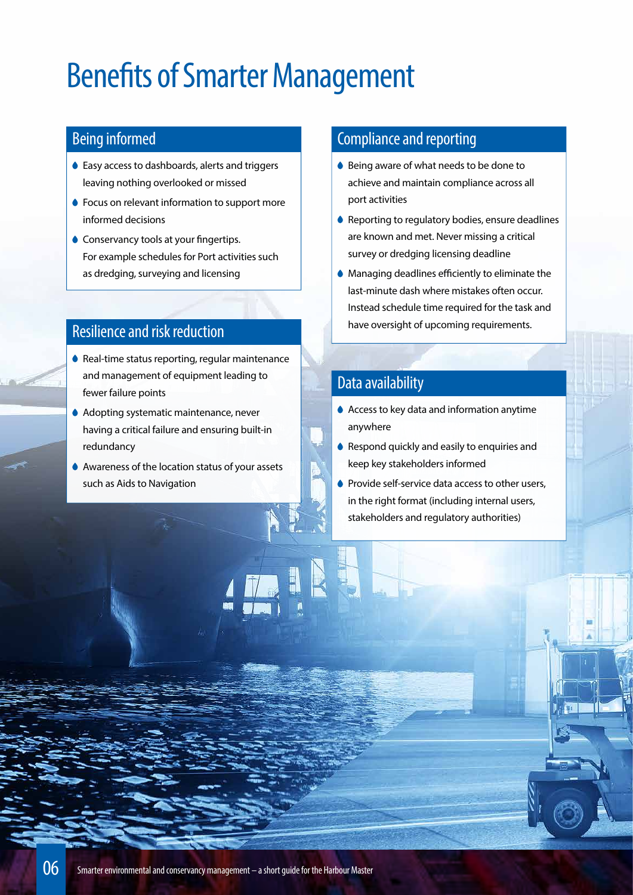# Benefits of Smarter Management

## Being informed

- Easy access to dashboards, alerts and triggers leaving nothing overlooked or missed
- Focus on relevant information to support more informed decisions
- Conservancy tools at your fingertips. For example schedules for Port activities such as dredging, surveying and licensing

## Resilience and risk reduction

- Real-time status reporting, regular maintenance and management of equipment leading to fewer failure points
- Adopting systematic maintenance, never having a critical failure and ensuring built-in redundancy
- Awareness of the location status of your assets such as Aids to Navigation

## Compliance and reporting

- Being aware of what needs to be done to achieve and maintain compliance across all port activities
- Reporting to regulatory bodies, ensure deadlines are known and met. Never missing a critical survey or dredging licensing deadline
- Managing deadlines efficiently to eliminate the last-minute dash where mistakes often occur. Instead schedule time required for the task and have oversight of upcoming requirements.

## Data availability

- Access to key data and information anytime anywhere
- Respond quickly and easily to enquiries and keep key stakeholders informed
- Provide self-service data access to other users, in the right format (including internal users, stakeholders and regulatory authorities)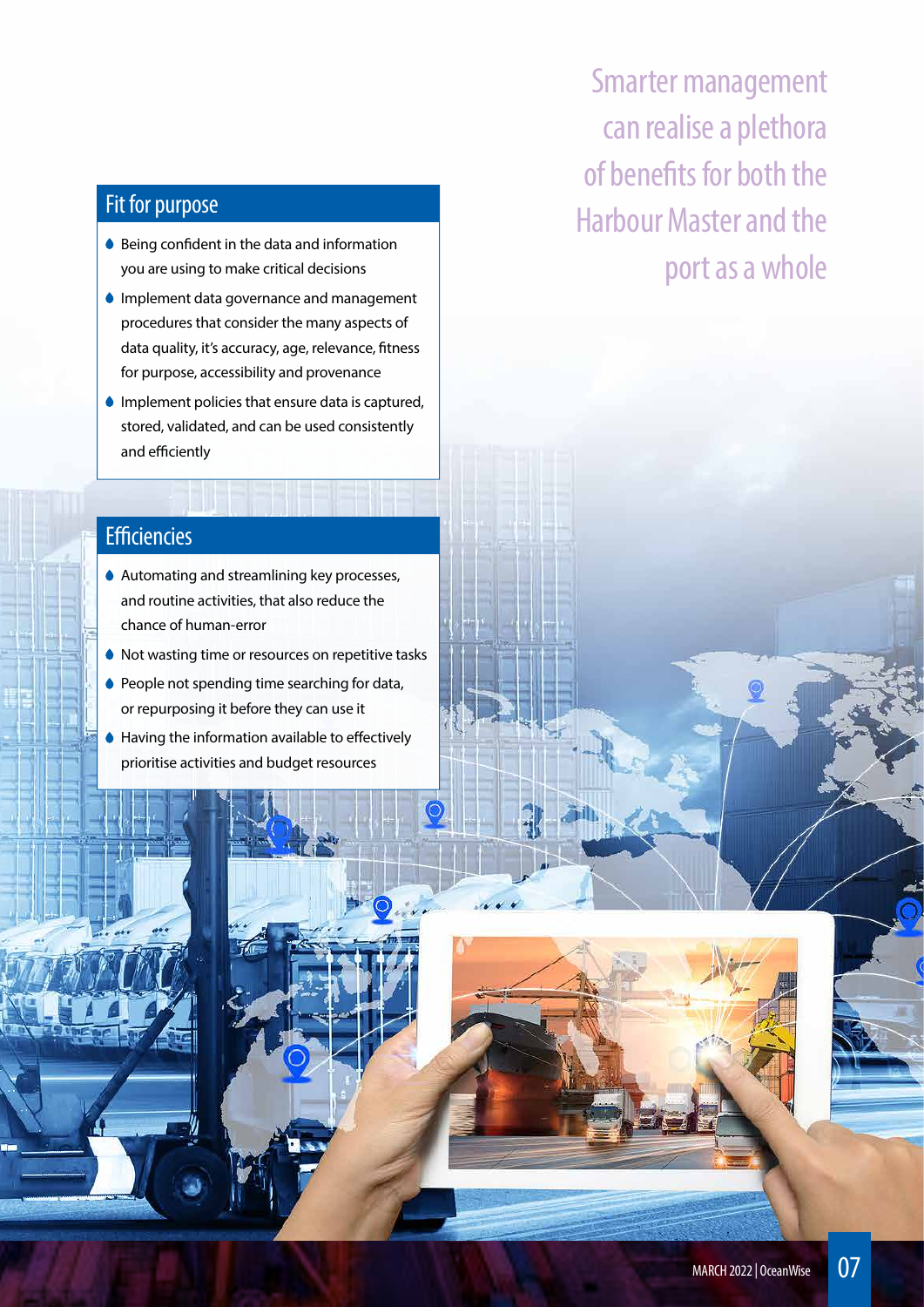Smarter management can realise a plethora of benefits for both the Harbour Master and the port as a whole

## Fit for purpose

- Being confident in the data and information you are using to make critical decisions
- Implement data governance and management procedures that consider the many aspects of data quality, it's accuracy, age, relevance, fitness for purpose, accessibility and provenance
- Implement policies that ensure data is captured, stored, validated, and can be used consistently and efficiently

## Efficiencies

- Automating and streamlining key processes, and routine activities, that also reduce the chance of human-error
- Not wasting time or resources on repetitive tasks
- People not spending time searching for data, or repurposing it before they can use it
- Having the information available to effectively prioritise activities and budget resources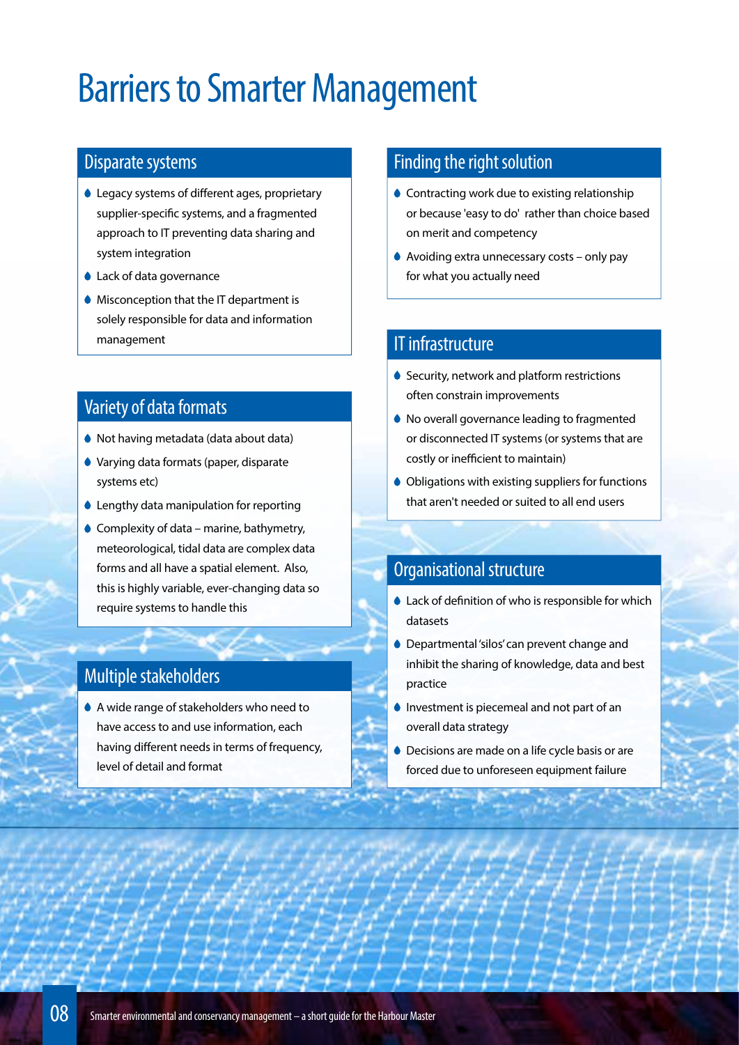# Barriers to Smarter Management

## Disparate systems

- Legacy systems of different ages, proprietary supplier-specific systems, and a fragmented approach to IT preventing data sharing and system integration
- Lack of data governance
- Misconception that the IT department is solely responsible for data and information management

## Variety of data formats

- Not having metadata (data about data)
- Varying data formats (paper, disparate systems etc)
- Lengthy data manipulation for reporting
- Complexity of data – marine, bathymetry, meteorological, tidal data are complex data forms and all have a spatial element. Also, this is highly variable, ever-changing data so require systems to handle this

## Multiple stakeholders

- A wide range of stakeholders who need to have access to and use information, each having different needs in terms of frequency, level of detail and format

## Finding the right solution

- Contracting work due to existing relationship or because 'easy to do' rather than choice based on merit and competency
- Avoiding extra unnecessary costs – only pay for what you actually need

## IT infrastructure

- Security, network and platform restrictions often constrain improvements
- No overall governance leading to fragmented or disconnected IT systems (or systems that are costly or inefficient to maintain)
- Obligations with existing suppliers for functions that aren't needed or suited to all end users

## Organisational structure

- Lack of definition of who is responsible for which datasets
- Departmental 'silos' can prevent change and inhibit the sharing of knowledge, data and best practice
- Investment is piecemeal and not part of an overall data strategy
- Decisions are made on a life cycle basis or are forced due to unforeseen equipment failure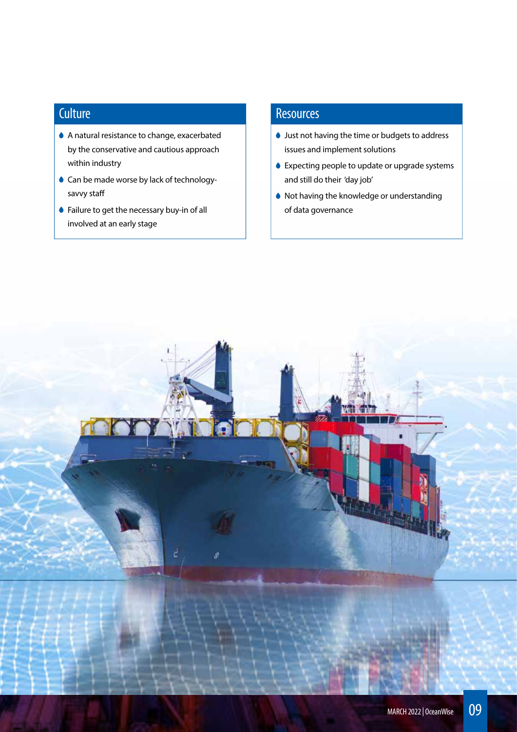## Culture

- A natural resistance to change, exacerbated by the conservative and cautious approach within industry
- Can be made worse by lack of technology-savvy staff
- Failure to get the necessary buy-in of all involved at an early stage

## Resources

- Just not having the time or budgets to address issues and implement solutions
- Expecting people to update or upgrade systems and still do their 'day job'
- Not having the knowledge or understanding of data governance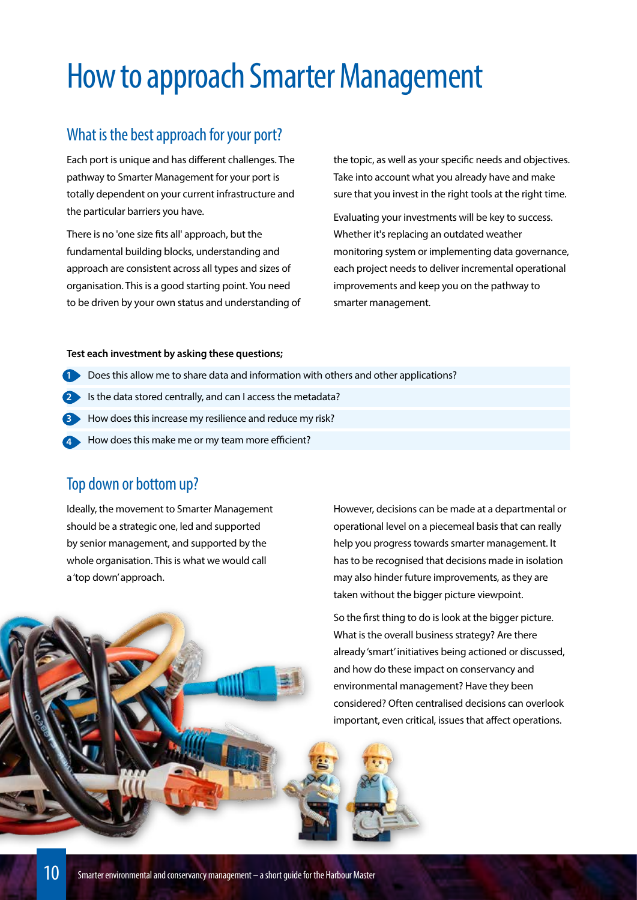# How to approach Smarter Management

## What is the best approach for your port?

Each port is unique and has different challenges. The pathway to Smarter Management for your port is totally dependent on your current infrastructure and the particular barriers you have.

There is no 'one size fits all' approach, but the fundamental building blocks, understanding and approach are consistent across all types and sizes of organisation. This is a good starting point. You need to be driven by your own status and understanding of the topic, as well as your specific needs and objectives. Take into account what you already have and make sure that you invest in the right tools at the right time.

Evaluating your investments will be key to success. Whether it's replacing an outdated weather monitoring system or implementing data governance, each project needs to deliver incremental operational improvements and keep you on the pathway to smarter management.

**Test each investment by asking these questions;**

1. Does this allow me to share data and information with others and other applications?
2. Is the data stored centrally, and can I access the metadata?
3. How does this increase my resilience and reduce my risk?
4. How does this make me or my team more efficient?

## Top down or bottom up?

Ideally, the movement to Smarter Management should be a strategic one, led and supported by senior management, and supported by the whole organisation. This is what we would call a 'top down' approach.

However, decisions can be made at a departmental or operational level on a piecemeal basis that can really help you progress towards smarter management. It has to be recognised that decisions made in isolation may also hinder future improvements, as they are taken without the bigger picture viewpoint.

So the first thing to do is look at the bigger picture. What is the overall business strategy? Are there already 'smart' initiatives being actioned or discussed, and how do these impact on conservancy and environmental management? Have they been considered? Often centralised decisions can overlook important, even critical, issues that affect operations.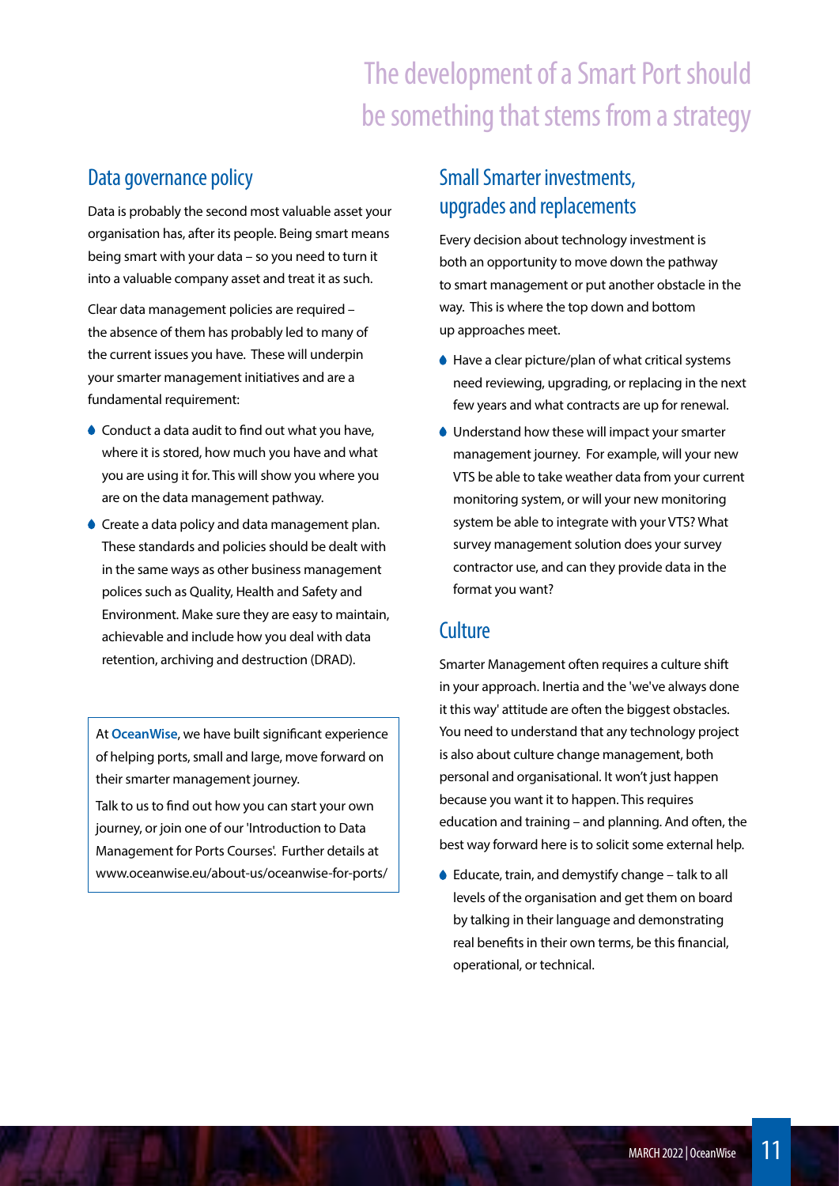# The development of a Smart Port should be something that stems from a strategy

## Data governance policy

Data is probably the second most valuable asset your organisation has, after its people. Being smart means being smart with your data – so you need to turn it into a valuable company asset and treat it as such.

Clear data management policies are required – the absence of them has probably led to many of the current issues you have. These will underpin your smarter management initiatives and are a fundamental requirement:

- Conduct a data audit to find out what you have, where it is stored, how much you have and what you are using it for. This will show you where you are on the data management pathway.
- Create a data policy and data management plan. These standards and policies should be dealt with in the same ways as other business management polices such as Quality, Health and Safety and Environment. Make sure they are easy to maintain, achievable and include how you deal with data retention, archiving and destruction (DRAD).

At **OceanWise**, we have built significant experience of helping ports, small and large, move forward on their smarter management journey.

Talk to us to find out how you can start your own journey, or join one of our 'Introduction to Data Management for Ports Courses'. Further details at www.oceanwise.eu/about-us/oceanwise-for-ports/

## Small Smarter investments, upgrades and replacements

Every decision about technology investment is both an opportunity to move down the pathway to smart management or put another obstacle in the way. This is where the top down and bottom up approaches meet.

- Have a clear picture/plan of what critical systems need reviewing, upgrading, or replacing in the next few years and what contracts are up for renewal.
- Understand how these will impact your smarter management journey. For example, will your new VTS be able to take weather data from your current monitoring system, or will your new monitoring system be able to integrate with your VTS? What survey management solution does your survey contractor use, and can they provide data in the format you want?

## Culture

Smarter Management often requires a culture shift in your approach. Inertia and the 'we've always done it this way' attitude are often the biggest obstacles. You need to understand that any technology project is also about culture change management, both personal and organisational. It won't just happen because you want it to happen. This requires education and training – and planning. And often, the best way forward here is to solicit some external help.

- Educate, train, and demystify change – talk to all levels of the organisation and get them on board by talking in their language and demonstrating real benefits in their own terms, be this financial, operational, or technical.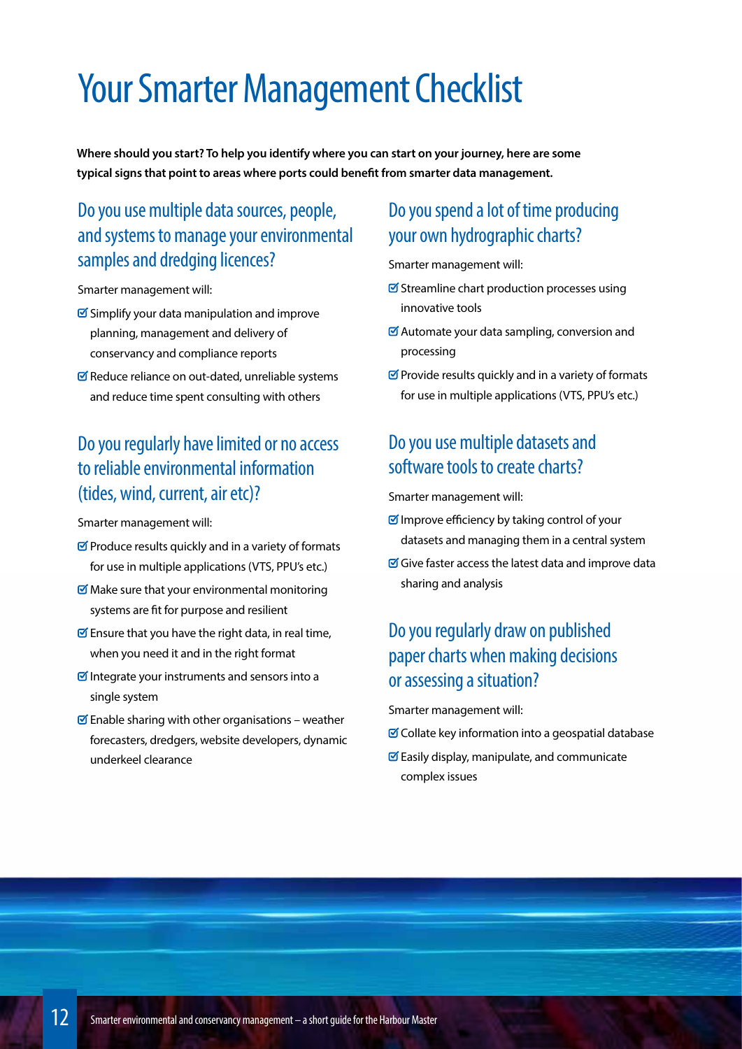# Your Smarter Management Checklist

**Where should you start? To help you identify where you can start on your journey, here are some typical signs that point to areas where ports could benefit from smarter data management.**

## Do you use multiple data sources, people, and systems to manage your environmental samples and dredging licences?

Smarter management will:

- Simplify your data manipulation and improve planning, management and delivery of conservancy and compliance reports
- Reduce reliance on out-dated, unreliable systems and reduce time spent consulting with others

## Do you regularly have limited or no access to reliable environmental information (tides, wind, current, air etc)?

Smarter management will:

- Produce results quickly and in a variety of formats for use in multiple applications (VTS, PPU's etc.)
- Make sure that your environmental monitoring systems are fit for purpose and resilient
- Ensure that you have the right data, in real time, when you need it and in the right format
- Integrate your instruments and sensors into a single system
- Enable sharing with other organisations – weather forecasters, dredgers, website developers, dynamic underkeel clearance

## Do you spend a lot of time producing your own hydrographic charts?

Smarter management will:

- Streamline chart production processes using innovative tools
- Automate your data sampling, conversion and processing
- Provide results quickly and in a variety of formats for use in multiple applications (VTS, PPU's etc.)

## Do you use multiple datasets and software tools to create charts?

Smarter management will:

- Improve efficiency by taking control of your datasets and managing them in a central system
- Give faster access the latest data and improve data sharing and analysis

## Do you regularly draw on published paper charts when making decisions or assessing a situation?

Smarter management will:

- Collate key information into a geospatial database
- Easily display, manipulate, and communicate complex issues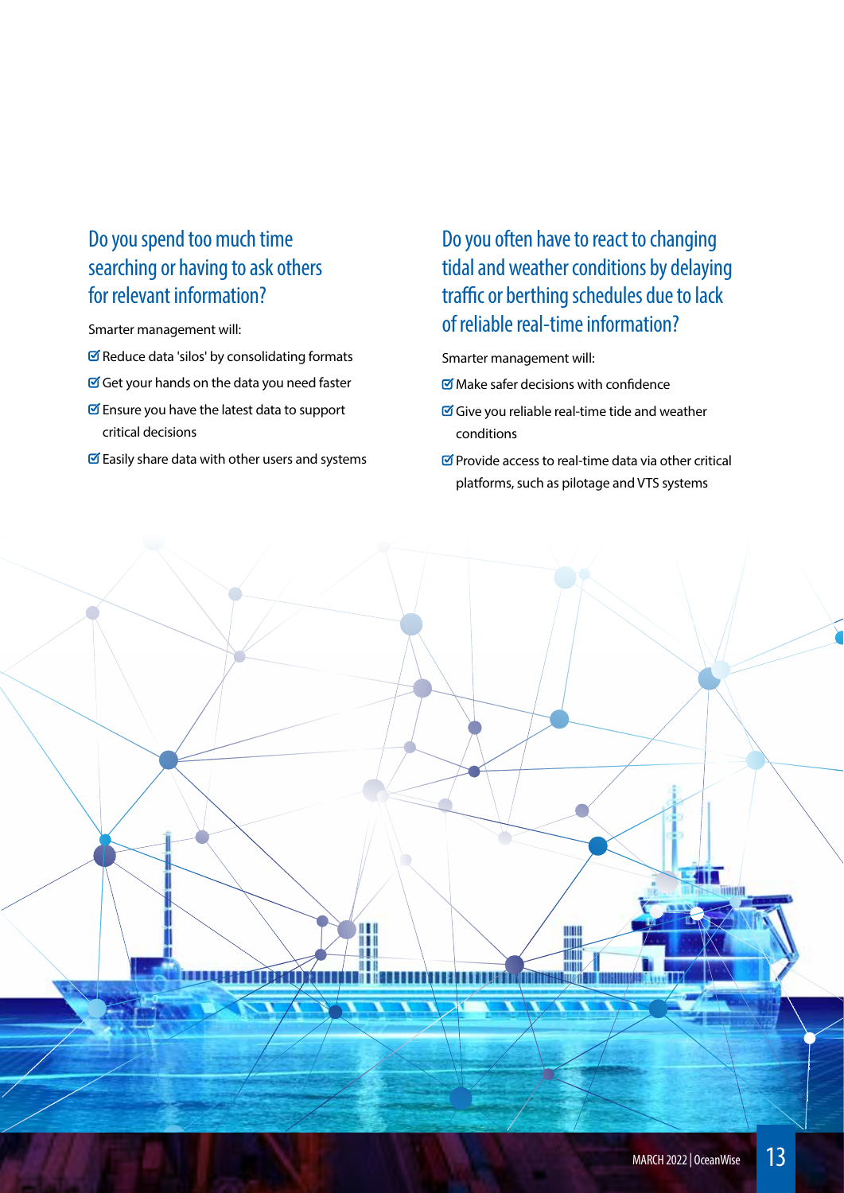## Do you spend too much time searching or having to ask others for relevant information?

Smarter management will:

- ☑ Reduce data 'silos' by consolidating formats
- ☑ Get your hands on the data you need faster
- ☑ Ensure you have the latest data to support critical decisions
- ☑ Easily share data with other users and systems

## Do you often have to react to changing tidal and weather conditions by delaying traffic or berthing schedules due to lack of reliable real-time information?

Smarter management will:

- ☑ Make safer decisions with confidence
- ☑ Give you reliable real-time tide and weather conditions
- ☑ Provide access to real-time data via other critical platforms, such as pilotage and VTS systems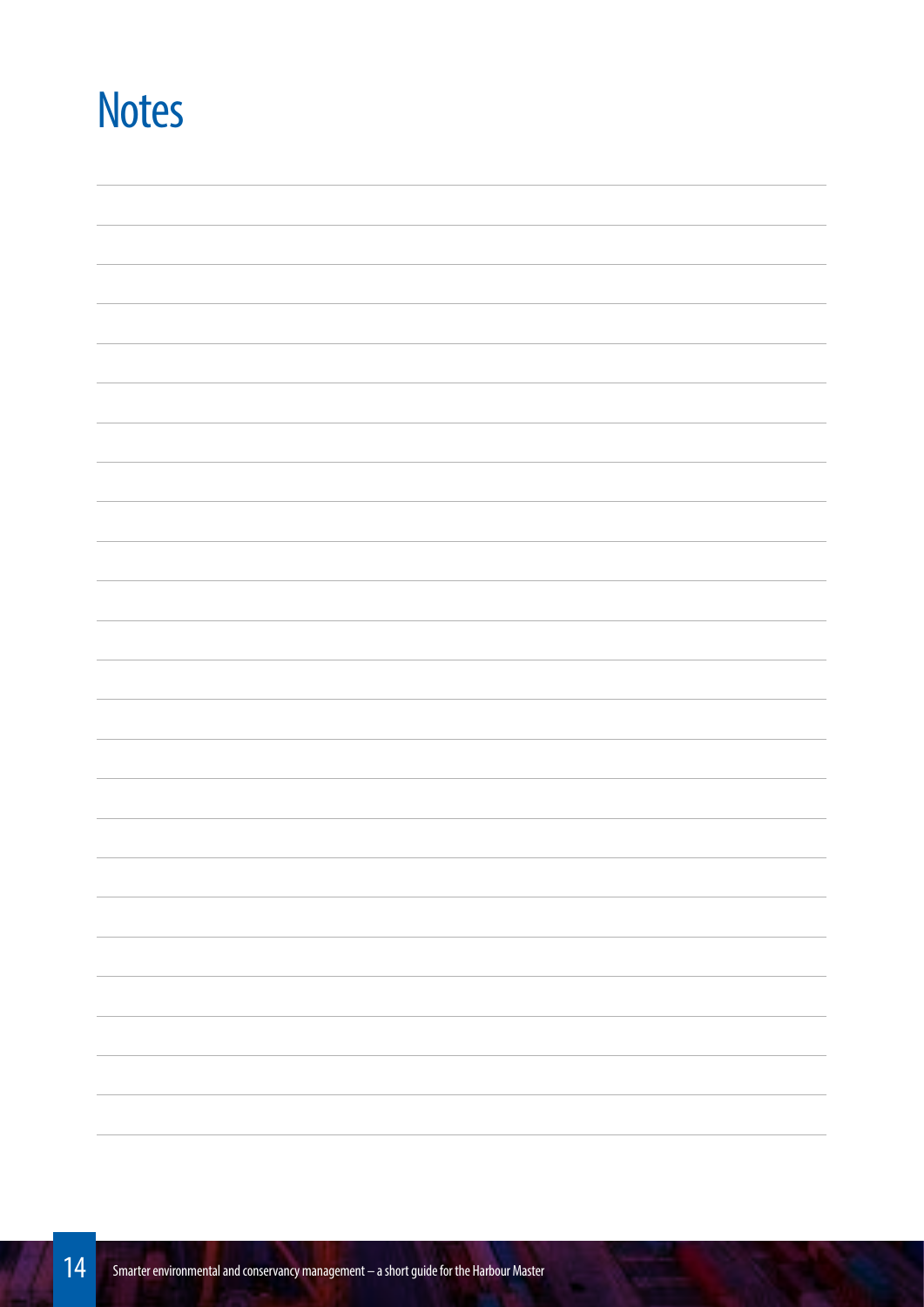# Notes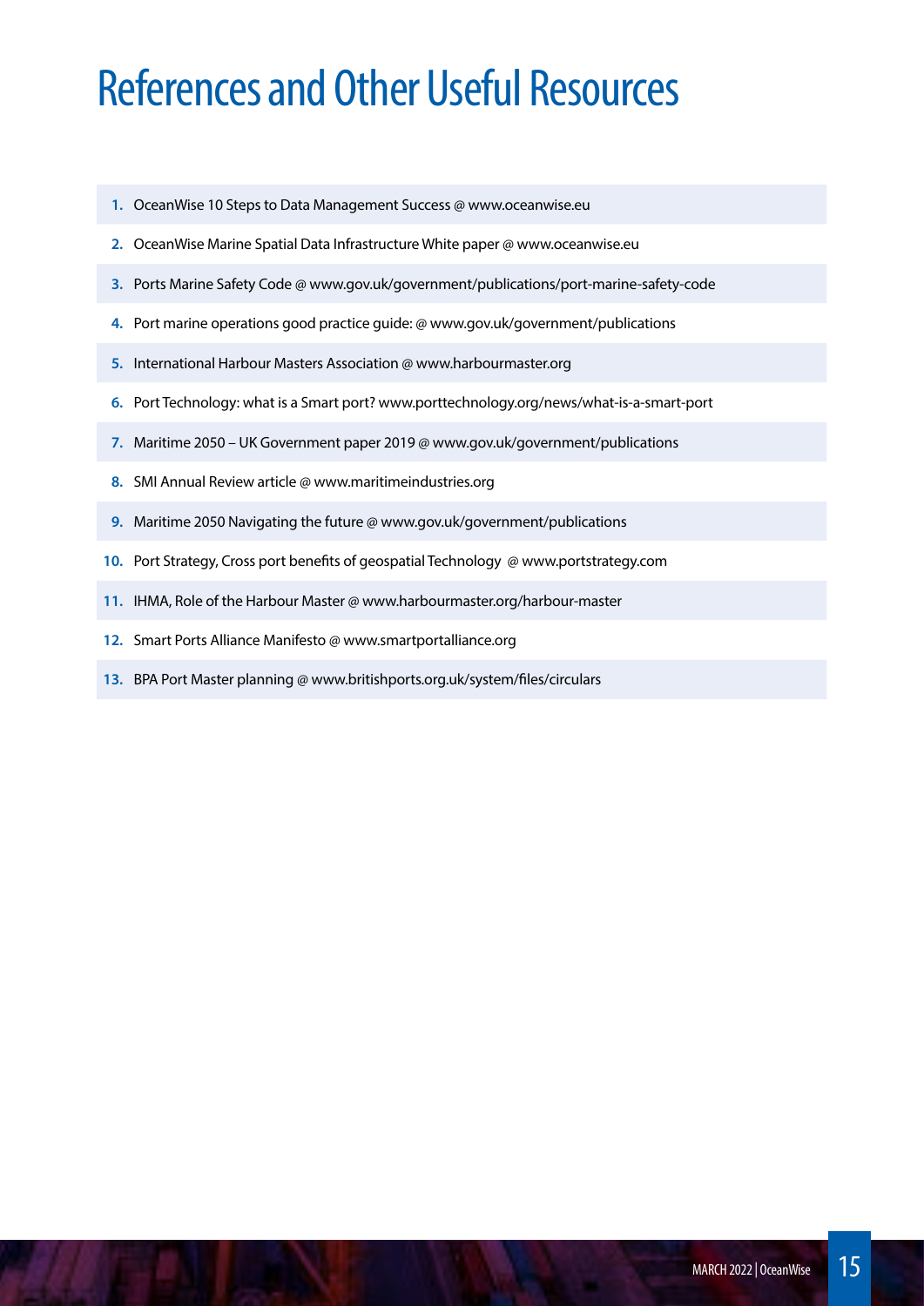# References and Other Useful Resources

1. OceanWise 10 Steps to Data Management Success @ www.oceanwise.eu
2. OceanWise Marine Spatial Data Infrastructure White paper @ www.oceanwise.eu
3. Ports Marine Safety Code @ www.gov.uk/government/publications/port-marine-safety-code
4. Port marine operations good practice guide: @ www.gov.uk/government/publications
5. International Harbour Masters Association @ www.harbourmaster.org
6. Port Technology: what is a Smart port? www.porttechnology.org/news/what-is-a-smart-port
7. Maritime 2050 – UK Government paper 2019 @ www.gov.uk/government/publications
8. SMI Annual Review article @ www.maritimeindustries.org
9. Maritime 2050 Navigating the future @ www.gov.uk/government/publications
10. Port Strategy, Cross port benefits of geospatial Technology @ www.portstrategy.com
11. IHMA, Role of the Harbour Master @ www.harbourmaster.org/harbour-master
12. Smart Ports Alliance Manifesto @ www.smartportalliance.org
13. BPA Port Master planning @ www.britishports.org.uk/system/files/circulars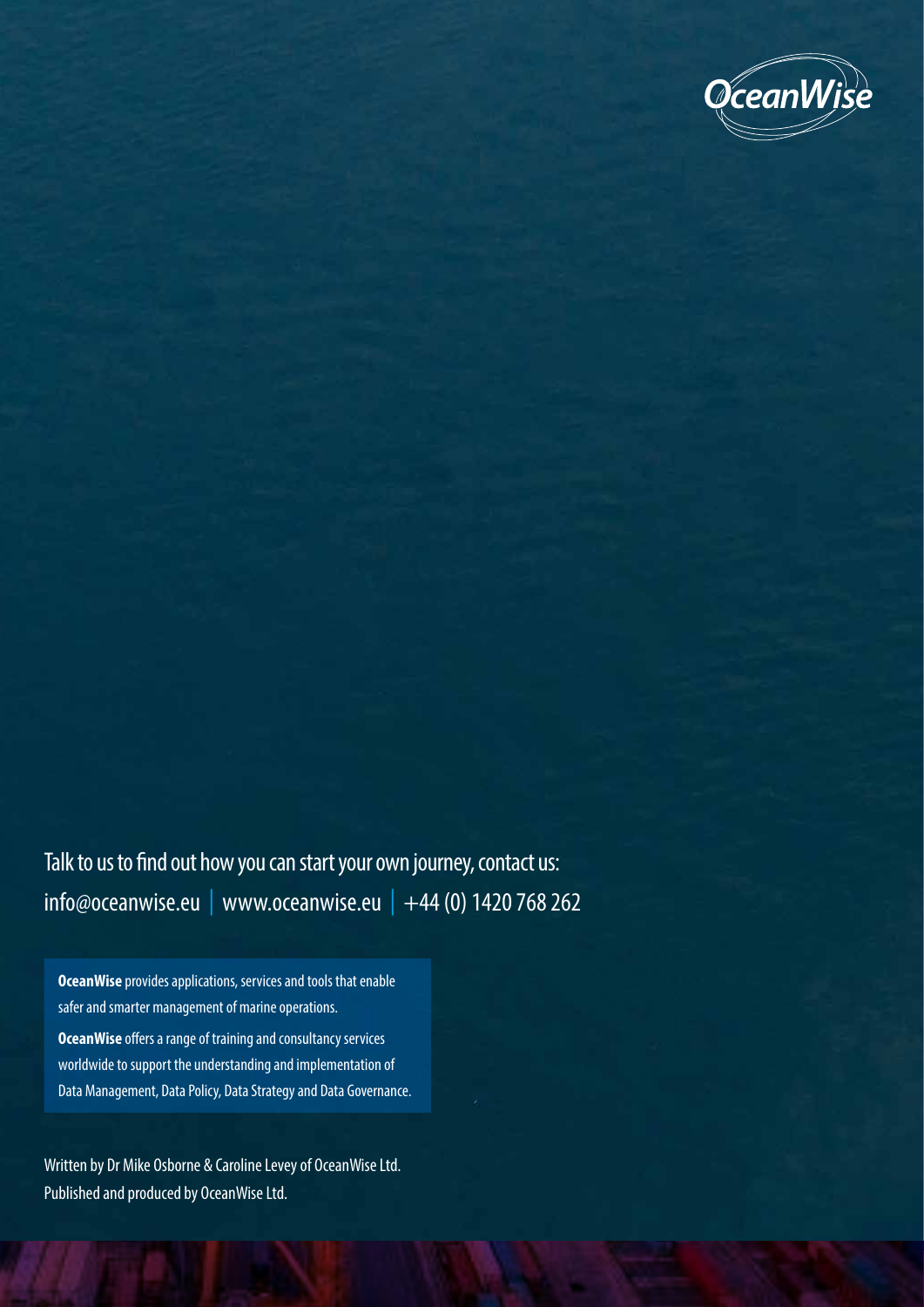OceanWise

Talk to us to find out how you can start your own journey, contact us:

info@oceanwise.eu | www.oceanwise.eu | +44 (0) 1420 768 262

**OceanWise** provides applications, services and tools that enable safer and smarter management of marine operations.

**OceanWise** offers a range of training and consultancy services worldwide to support the understanding and implementation of Data Management, Data Policy, Data Strategy and Data Governance.

Written by Dr Mike Osborne & Caroline Levey of OceanWise Ltd.
Published and produced by OceanWise Ltd.